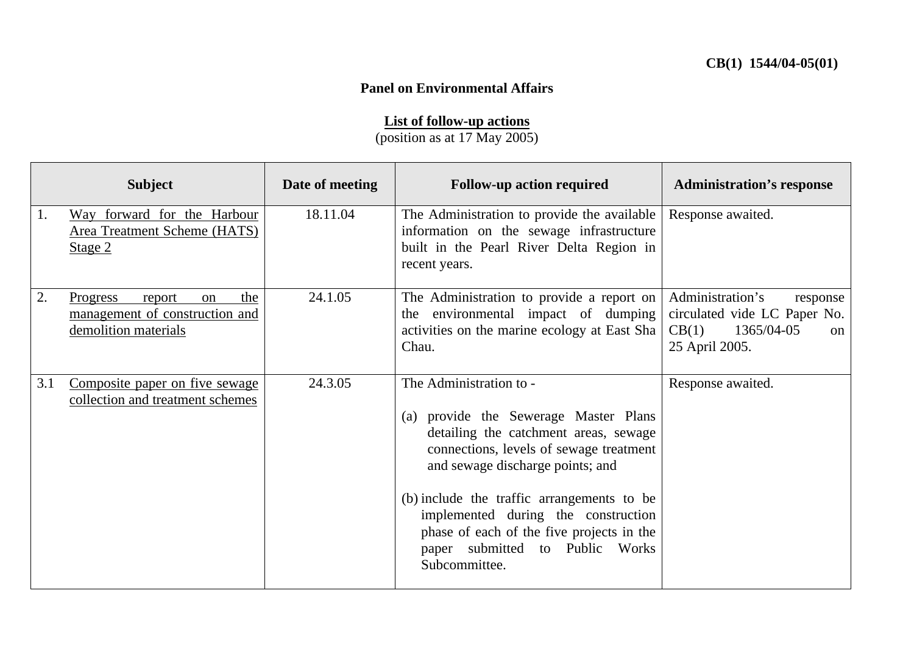**CB(1) 1544/04-05(01)**

**Panel on Environmental Affairs**

**List of follow-up actions**
(position as at 17 May 2005)

| Subject | Date of meeting | Follow-up action required | Administration's response |
|---|---|---|---|
| 1. Way forward for the Harbour Area Treatment Scheme (HATS) Stage 2 | 18.11.04 | The Administration to provide the available information on the sewage infrastructure built in the Pearl River Delta Region in recent years. | Response awaited. |
| 2. Progress report on the management of construction and demolition materials | 24.1.05 | The Administration to provide a report on the environmental impact of dumping activities on the marine ecology at East Sha Chau. | Administration's response circulated vide LC Paper No. CB(1) 1365/04-05 on 25 April 2005. |
| 3.1 Composite paper on five sewage collection and treatment schemes | 24.3.05 | The Administration to - <br><br>(a) provide the Sewerage Master Plans detailing the catchment areas, sewage connections, levels of sewage treatment and sewage discharge points; and <br><br>(b) include the traffic arrangements to be implemented during the construction phase of each of the five projects in the paper submitted to Public Works Subcommittee. | Response awaited. |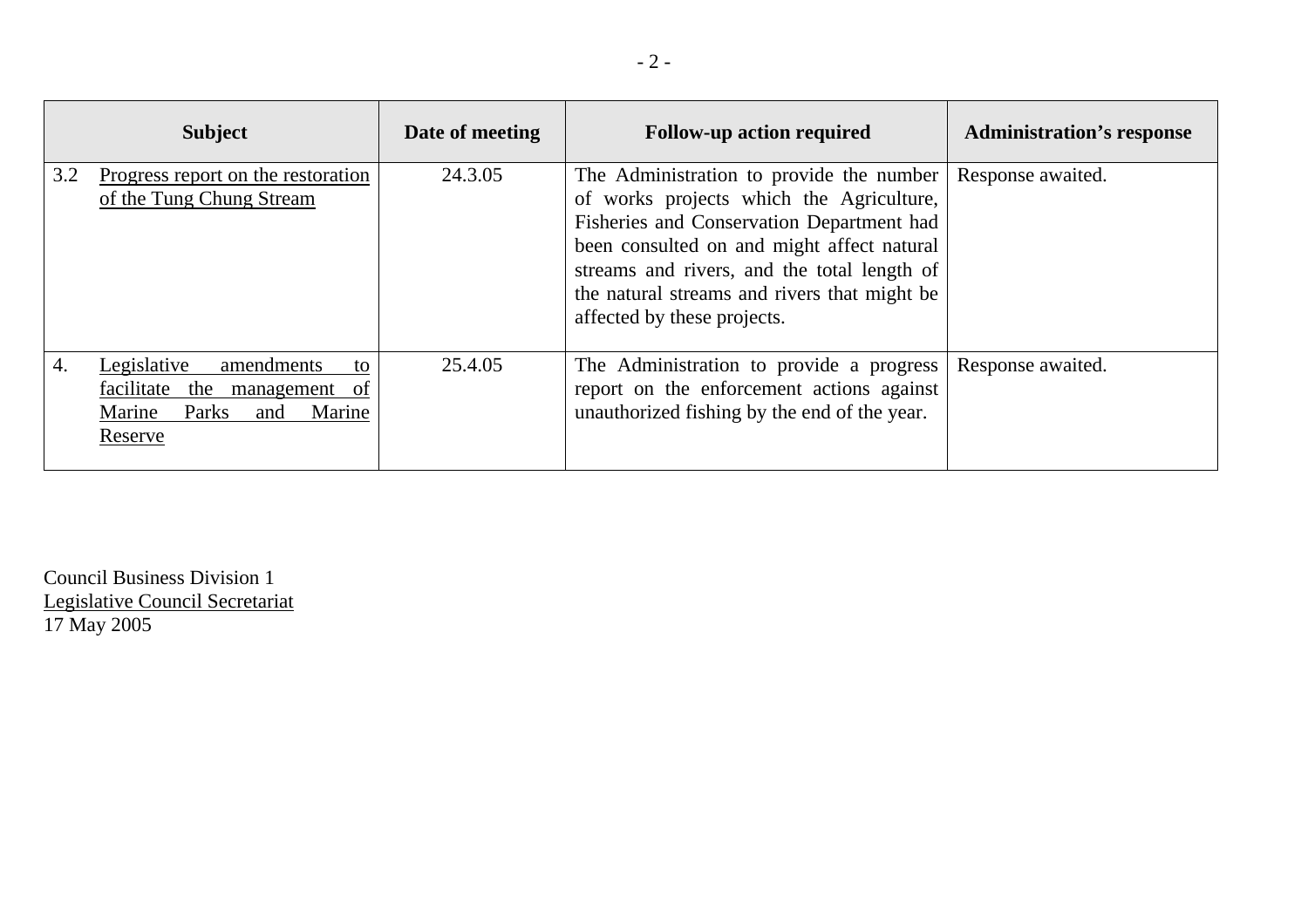| Subject | Date of meeting | Follow-up action required | Administration's response |
|---|---|---|---|
| 3.2 Progress report on the restoration of the Tung Chung Stream | 24.3.05 | The Administration to provide the number of works projects which the Agriculture, Fisheries and Conservation Department had been consulted on and might affect natural streams and rivers, and the total length of the natural streams and rivers that might be affected by these projects. | Response awaited. |
| 4. Legislative amendments to facilitate the management of Marine Parks and Marine Reserve | 25.4.05 | The Administration to provide a progress report on the enforcement actions against unauthorized fishing by the end of the year. | Response awaited. |

Council Business Division 1
Legislative Council Secretariat
17 May 2005